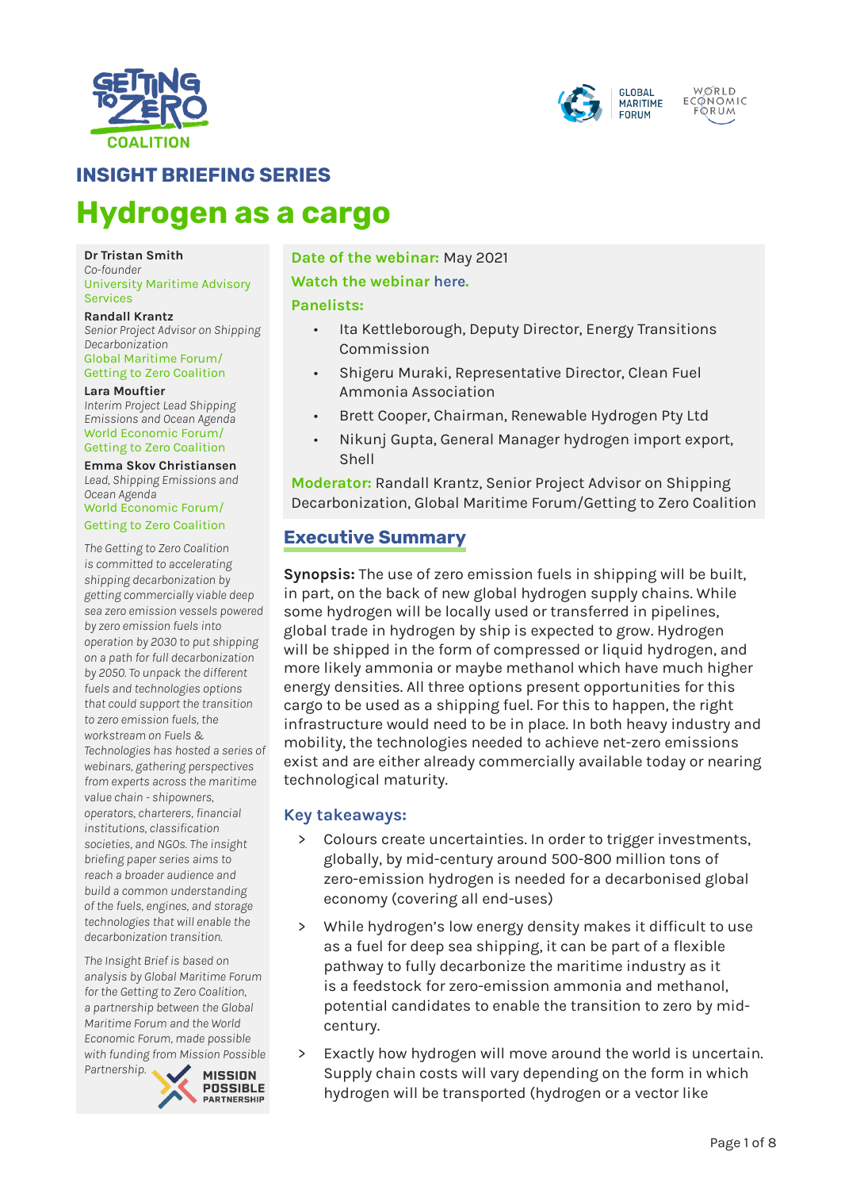## INSIGHT BRIEFING SERIES

# Hydrogen as a cargo

**Dr Tristan Smith**
*Co-founder*
University Maritime Advisory Services

**Randall Krantz**
*Senior Project Advisor on Shipping Decarbonization*
Global Maritime Forum/ Getting to Zero Coalition

**Lara Mouftier**
*Interim Project Lead Shipping Emissions and Ocean Agenda*
World Economic Forum/ Getting to Zero Coalition

**Emma Skov Christiansen**
*Lead, Shipping Emissions and Ocean Agenda*
World Economic Forum/ Getting to Zero Coalition

*The Getting to Zero Coalition is committed to accelerating shipping decarbonization by getting commercially viable deep sea zero emission vessels powered by zero emission fuels into operation by 2030 to put shipping on a path for full decarbonization by 2050. To unpack the different fuels and technologies options that could support the transition to zero emission fuels, the workstream on Fuels & Technologies has hosted a series of webinars, gathering perspectives from experts across the maritime value chain - shipowners, operators, charterers, financial institutions, classification societies, and NGOs. The insight briefing paper series aims to reach a broader audience and build a common understanding of the fuels, engines, and storage technologies that will enable the decarbonization transition.*

*The Insight Brief is based on analysis by Global Maritime Forum for the Getting to Zero Coalition, a partnership between the Global Maritime Forum and the World Economic Forum, made possible with funding from Mission Possible Partnership.*

**Date of the webinar:** May 2021

**Watch the webinar here.**

**Panelists:**

- Ita Kettleborough, Deputy Director, Energy Transitions Commission
- Shigeru Muraki, Representative Director, Clean Fuel Ammonia Association
- Brett Cooper, Chairman, Renewable Hydrogen Pty Ltd
- Nikunj Gupta, General Manager hydrogen import export, Shell

**Moderator:** Randall Krantz, Senior Project Advisor on Shipping Decarbonization, Global Maritime Forum/Getting to Zero Coalition

## Executive Summary

**Synopsis:** The use of zero emission fuels in shipping will be built, in part, on the back of new global hydrogen supply chains. While some hydrogen will be locally used or transferred in pipelines, global trade in hydrogen by ship is expected to grow. Hydrogen will be shipped in the form of compressed or liquid hydrogen, and more likely ammonia or maybe methanol which have much higher energy densities. All three options present opportunities for this cargo to be used as a shipping fuel. For this to happen, the right infrastructure would need to be in place. In both heavy industry and mobility, the technologies needed to achieve net-zero emissions exist and are either already commercially available today or nearing technological maturity.

### Key takeaways:

> Colours create uncertainties. In order to trigger investments, globally, by mid-century around 500-800 million tons of zero-emission hydrogen is needed for a decarbonised global economy (covering all end-uses)

> While hydrogen's low energy density makes it difficult to use as a fuel for deep sea shipping, it can be part of a flexible pathway to fully decarbonize the maritime industry as it is a feedstock for zero-emission ammonia and methanol, potential candidates to enable the transition to zero by mid-century.

> Exactly how hydrogen will move around the world is uncertain. Supply chain costs will vary depending on the form in which hydrogen will be transported (hydrogen or a vector like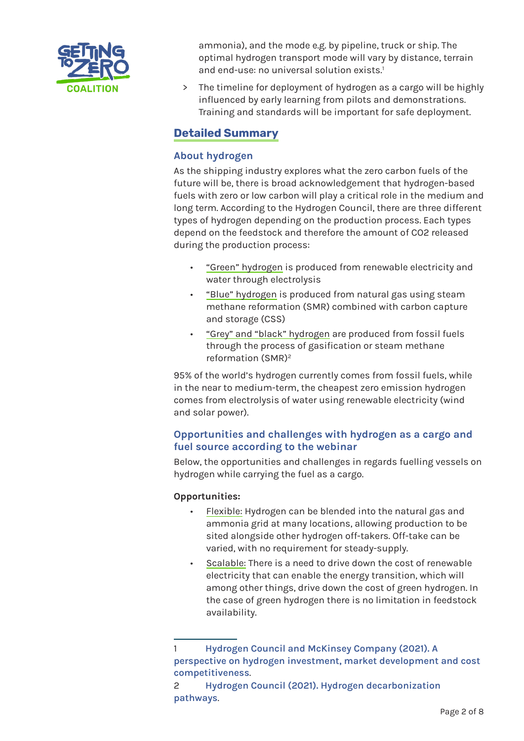ammonia), and the mode e.g. by pipeline, truck or ship. The optimal hydrogen transport mode will vary by distance, terrain and end-use: no universal solution exists.[1]

> The timeline for deployment of hydrogen as a cargo will be highly influenced by early learning from pilots and demonstrations. Training and standards will be important for safe deployment.

## Detailed Summary

### About hydrogen

As the shipping industry explores what the zero carbon fuels of the future will be, there is broad acknowledgement that hydrogen-based fuels with zero or low carbon will play a critical role in the medium and long term. According to the Hydrogen Council, there are three different types of hydrogen depending on the production process. Each types depend on the feedstock and therefore the amount of CO2 released during the production process:

- "Green" hydrogen is produced from renewable electricity and water through electrolysis
- "Blue" hydrogen is produced from natural gas using steam methane reformation (SMR) combined with carbon capture and storage (CSS)
- "Grey" and "black" hydrogen are produced from fossil fuels through the process of gasification or steam methane reformation (SMR)[2]

95% of the world's hydrogen currently comes from fossil fuels, while in the near to medium-term, the cheapest zero emission hydrogen comes from electrolysis of water using renewable electricity (wind and solar power).

### Opportunities and challenges with hydrogen as a cargo and fuel source according to the webinar

Below, the opportunities and challenges in regards fuelling vessels on hydrogen while carrying the fuel as a cargo.

**Opportunities:**

- Flexible: Hydrogen can be blended into the natural gas and ammonia grid at many locations, allowing production to be sited alongside other hydrogen off-takers. Off-take can be varied, with no requirement for steady-supply.
- Scalable: There is a need to drive down the cost of renewable electricity that can enable the energy transition, which will among other things, drive down the cost of green hydrogen. In the case of green hydrogen there is no limitation in feedstock availability.

---

1 Hydrogen Council and McKinsey Company (2021). A perspective on hydrogen investment, market development and cost competitiveness.

2 Hydrogen Council (2021). Hydrogen decarbonization pathways.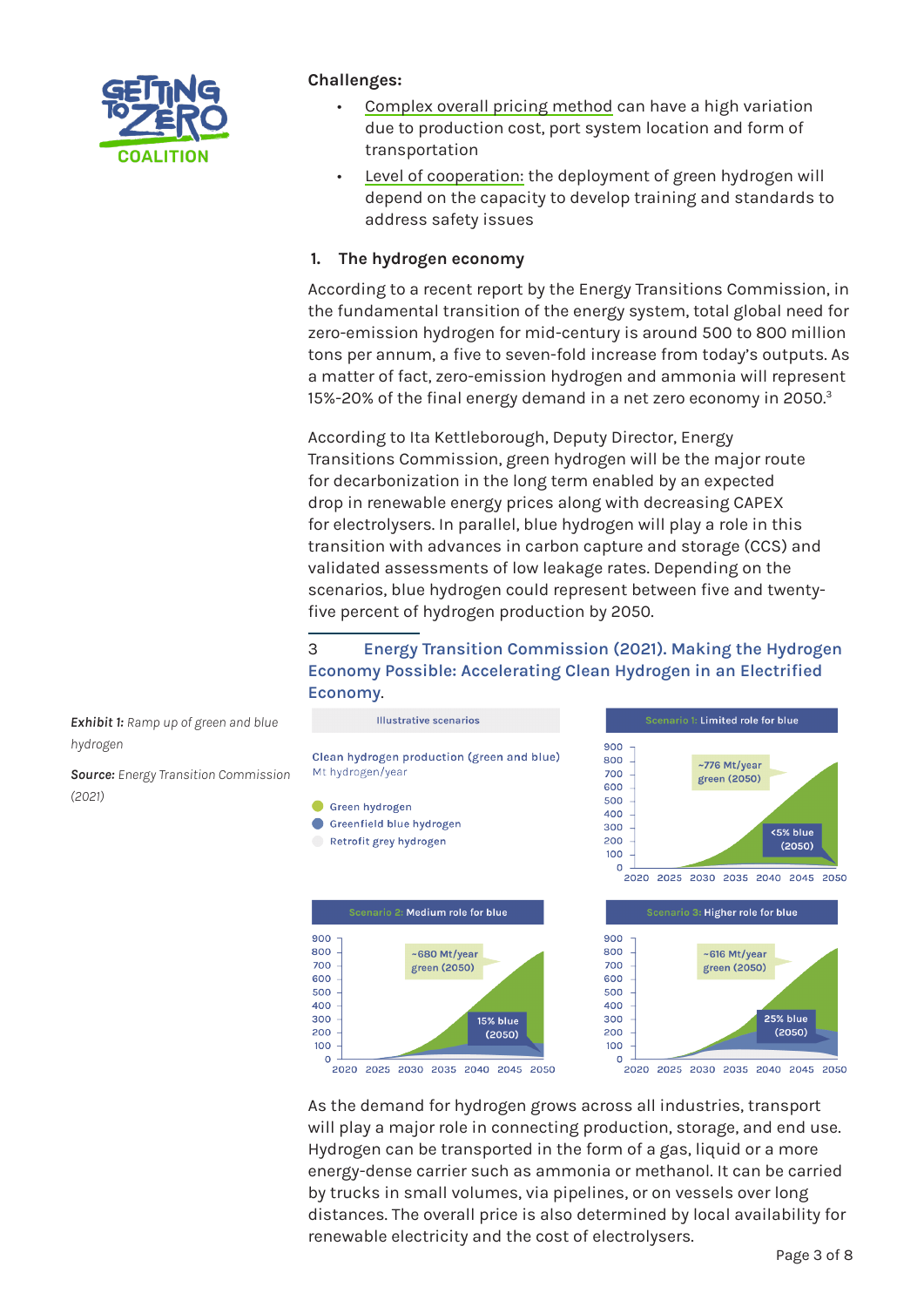**Challenges:**

- Complex overall pricing method can have a high variation due to production cost, port system location and form of transportation
- Level of cooperation: the deployment of green hydrogen will depend on the capacity to develop training and standards to address safety issues

## 1. The hydrogen economy

According to a recent report by the Energy Transitions Commission, in the fundamental transition of the energy system, total global need for zero-emission hydrogen for mid-century is around 500 to 800 million tons per annum, a five to seven-fold increase from today's outputs. As a matter of fact, zero-emission hydrogen and ammonia will represent 15%-20% of the final energy demand in a net zero economy in 2050.[3]

According to Ita Kettleborough, Deputy Director, Energy Transitions Commission, green hydrogen will be the major route for decarbonization in the long term enabled by an expected drop in renewable energy prices along with decreasing CAPEX for electrolysers. In parallel, blue hydrogen will play a role in this transition with advances in carbon capture and storage (CCS) and validated assessments of low leakage rates. Depending on the scenarios, blue hydrogen could represent between five and twenty-five percent of hydrogen production by 2050.

3 Energy Transition Commission (2021). Making the Hydrogen Economy Possible: Accelerating Clean Hydrogen in an Electrified Economy.

*Exhibit 1: Ramp up of green and blue hydrogen*

***Source:*** *Energy Transition Commission (2021)*

As the demand for hydrogen grows across all industries, transport will play a major role in connecting production, storage, and end use. Hydrogen can be transported in the form of a gas, liquid or a more energy-dense carrier such as ammonia or methanol. It can be carried by trucks in small volumes, via pipelines, or on vessels over long distances. The overall price is also determined by local availability for renewable electricity and the cost of electrolysers.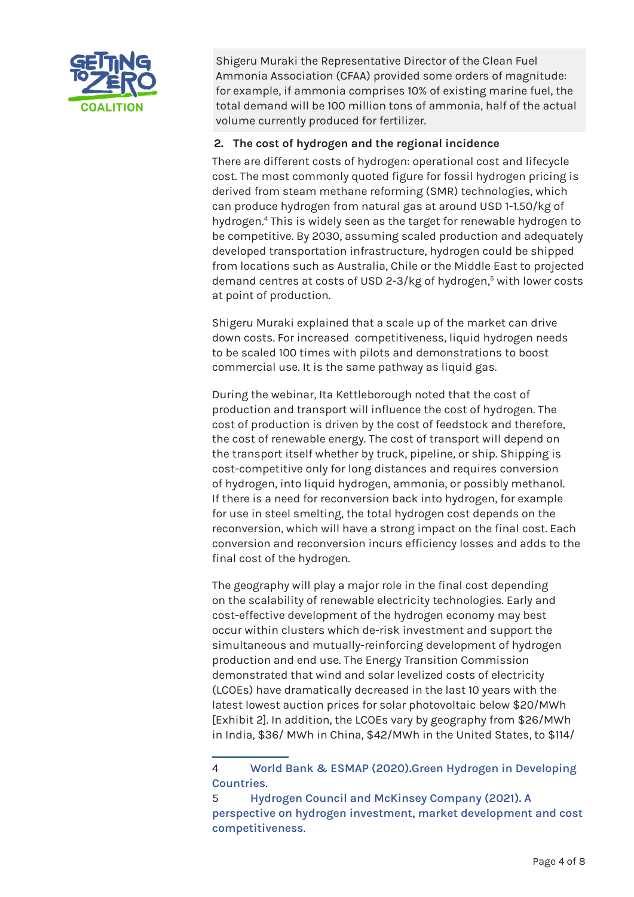Shigeru Muraki the Representative Director of the Clean Fuel Ammonia Association (CFAA) provided some orders of magnitude: for example, if ammonia comprises 10% of existing marine fuel, the total demand will be 100 million tons of ammonia, half of the actual volume currently produced for fertilizer.

**2. The cost of hydrogen and the regional incidence**

There are different costs of hydrogen: operational cost and lifecycle cost. The most commonly quoted figure for fossil hydrogen pricing is derived from steam methane reforming (SMR) technologies, which can produce hydrogen from natural gas at around USD 1-1.50/kg of hydrogen.[4] This is widely seen as the target for renewable hydrogen to be competitive. By 2030, assuming scaled production and adequately developed transportation infrastructure, hydrogen could be shipped from locations such as Australia, Chile or the Middle East to projected demand centres at costs of USD 2-3/kg of hydrogen,[5] with lower costs at point of production.

Shigeru Muraki explained that a scale up of the market can drive down costs. For increased competitiveness, liquid hydrogen needs to be scaled 100 times with pilots and demonstrations to boost commercial use. It is the same pathway as liquid gas.

During the webinar, Ita Kettleborough noted that the cost of production and transport will influence the cost of hydrogen. The cost of production is driven by the cost of feedstock and therefore, the cost of renewable energy. The cost of transport will depend on the transport itself whether by truck, pipeline, or ship. Shipping is cost-competitive only for long distances and requires conversion of hydrogen, into liquid hydrogen, ammonia, or possibly methanol. If there is a need for reconversion back into hydrogen, for example for use in steel smelting, the total hydrogen cost depends on the reconversion, which will have a strong impact on the final cost. Each conversion and reconversion incurs efficiency losses and adds to the final cost of the hydrogen.

The geography will play a major role in the final cost depending on the scalability of renewable electricity technologies. Early and cost-effective development of the hydrogen economy may best occur within clusters which de-risk investment and support the simultaneous and mutually-reinforcing development of hydrogen production and end use. The Energy Transition Commission demonstrated that wind and solar levelized costs of electricity (LCOEs) have dramatically decreased in the last 10 years with the latest lowest auction prices for solar photovoltaic below $20/MWh [Exhibit 2]. In addition, the LCOEs vary by geography from $26/MWh in India, $36/ MWh in China, $42/MWh in the United States, to $114/

---

4 World Bank & ESMAP (2020).Green Hydrogen in Developing Countries.

5 Hydrogen Council and McKinsey Company (2021). A perspective on hydrogen investment, market development and cost competitiveness.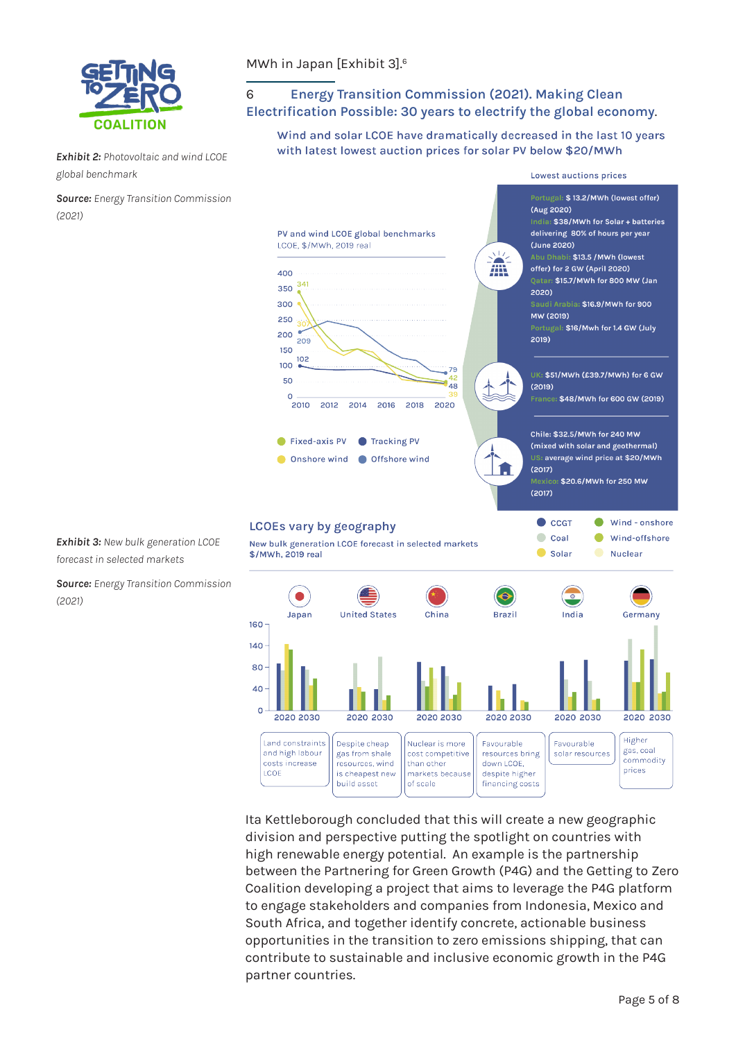MWh in Japan [Exhibit 3].[6]

6 Energy Transition Commission (2021). Making Clean Electrification Possible: 30 years to electrify the global economy.

*Exhibit 2:* Photovoltaic and wind LCOE global benchmark

**Source:** *Energy Transition Commission (2021)*

Wind and solar LCOE have dramatically decreased in the last 10 years with latest lowest auction prices for solar PV below $20/MWh

PV and wind LCOE global benchmarks
LCOE, $/MWh, 2019 real

Fixed-axis PV, Tracking PV, Onshore wind, Offshore wind

Lowest auctions prices

- Portugal: $ 13.2/MWh (lowest offer) (Aug 2020)
- India: $38/MWh for Solar + batteries delivering 80% of hours per year (June 2020)
- Abu Dhabi: $13.5 /MWh (lowest offer) for 2 GW (April 2020)
- Qatar: $15.7/MWh for 800 MW (Jan 2020)
- Saudi Arabia: $16.9/MWh for 900 MW (2019)
- Portugal: $16/Mwh for 1.4 GW (July 2019)

- UK: $51/MWh (£39.7/MWh) for 6 GW (2019)
- France: $48/MWh for 600 GW (2019)

- Chile: $32.5/MWh for 240 MW (mixed with solar and geothermal)
- US: average wind price at $20/MWh (2017)
- Mexico: $20.6/MWh for 250 MW (2017)

*Exhibit 3:* New bulk generation LCOE forecast in selected markets

**Source:** *Energy Transition Commission (2021)*

LCOEs vary by geography

New bulk generation LCOE forecast in selected markets
$/MWh, 2019 real

CCGT, Coal, Solar, Wind - onshore, Wind-offshore, Nuclear

| Japan | United States | China | Brazil | India | Germany |
|---|---|---|---|---|---|
| Land constraints and high labour costs increase LCOE | Despite cheap gas from shale resources, wind is cheapest new build asset | Nuclear is more cost competitive than other markets because of scale | Favourable resources bring down LCOE, despite higher financing costs | Favourable solar resources | Higher gas, coal commodity prices |

Ita Kettleborough concluded that this will create a new geographic division and perspective putting the spotlight on countries with high renewable energy potential. An example is the partnership between the Partnering for Green Growth (P4G) and the Getting to Zero Coalition developing a project that aims to leverage the P4G platform to engage stakeholders and companies from Indonesia, Mexico and South Africa, and together identify concrete, actionable business opportunities in the transition to zero emissions shipping, that can contribute to sustainable and inclusive economic growth in the P4G partner countries.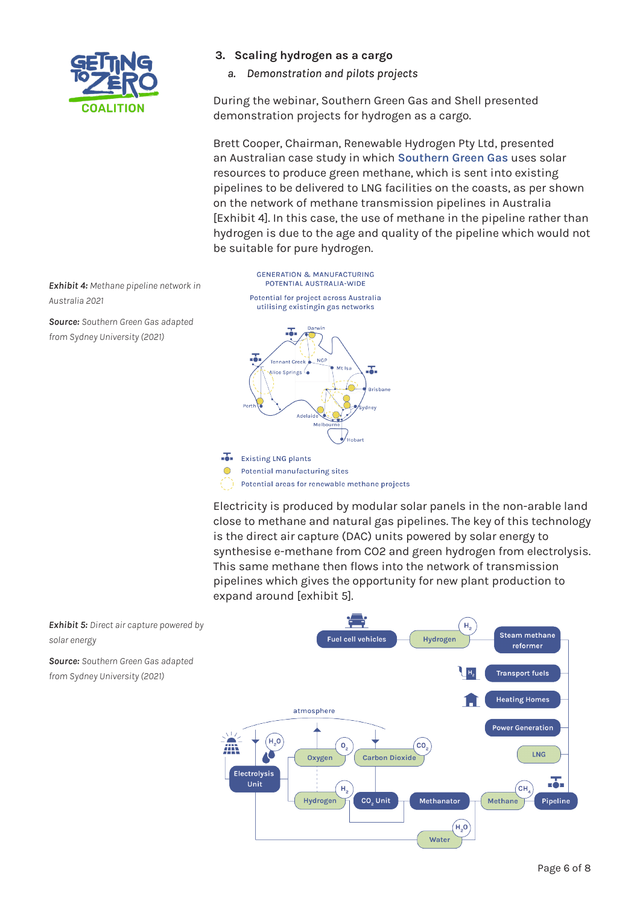### 3. Scaling hydrogen as a cargo

#### *a. Demonstration and pilots projects*

During the webinar, Southern Green Gas and Shell presented demonstration projects for hydrogen as a cargo.

Brett Cooper, Chairman, Renewable Hydrogen Pty Ltd, presented an Australian case study in which Southern Green Gas uses solar resources to produce green methane, which is sent into existing pipelines to be delivered to LNG facilities on the coasts, as per shown on the network of methane transmission pipelines in Australia [Exhibit 4]. In this case, the use of methane in the pipeline rather than hydrogen is due to the age and quality of the pipeline which would not be suitable for pure hydrogen.

***Exhibit 4:*** *Methane pipeline network in Australia 2021*

***Source:*** *Southern Green Gas adapted from Sydney University (2021)*

Electricity is produced by modular solar panels in the non-arable land close to methane and natural gas pipelines. The key of this technology is the direct air capture (DAC) units powered by solar energy to synthesise e-methane from CO2 and green hydrogen from electrolysis. This same methane then flows into the network of transmission pipelines which gives the opportunity for new plant production to expand around [exhibit 5].

***Exhibit 5:*** *Direct air capture powered by solar energy*

***Source:*** *Southern Green Gas adapted from Sydney University (2021)*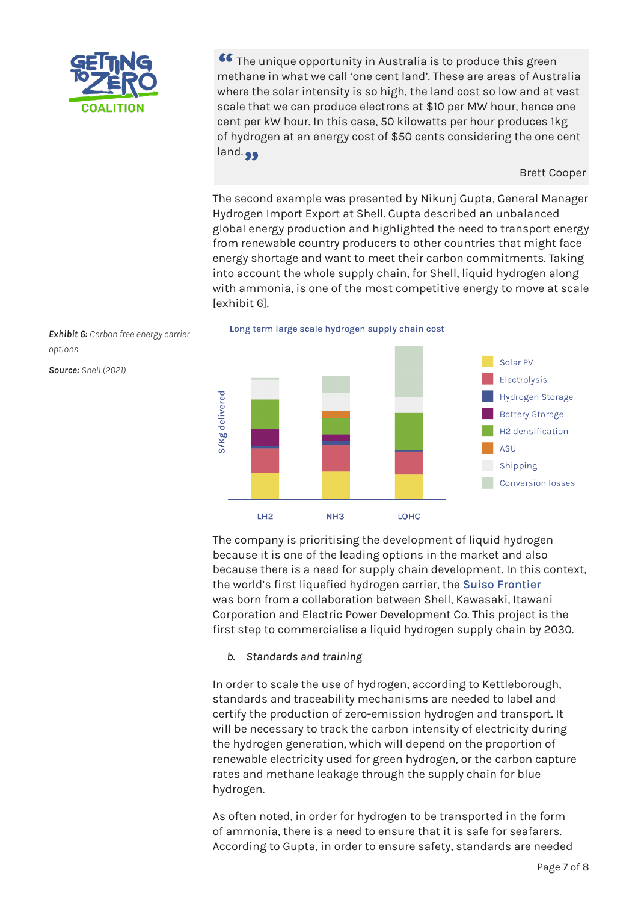> The unique opportunity in Australia is to produce this green methane in what we call 'one cent land'. These are areas of Australia where the solar intensity is so high, the land cost so low and at vast scale that we can produce electrons at $10 per MW hour, hence one cent per kW hour. In this case, 50 kilowatts per hour produces 1kg of hydrogen at an energy cost of $50 cents considering the one cent land.
>
> Brett Cooper

The second example was presented by Nikunj Gupta, General Manager Hydrogen Import Export at Shell. Gupta described an unbalanced global energy production and highlighted the need to transport energy from renewable country producers to other countries that might face energy shortage and want to meet their carbon commitments. Taking into account the whole supply chain, for Shell, liquid hydrogen along with ammonia, is one of the most competitive energy to move at scale [exhibit 6].

***Exhibit 6:*** *Carbon free energy carrier options*

***Source:*** *Shell (2021)*

Long term large scale hydrogen supply chain cost

S/Kg delivered

Legend: Solar PV, Electrolysis, Hydrogen Storage, Battery Storage, H2 densification, ASU, Shipping, Conversion losses

LH2 | NH3 | LOHC

The company is prioritising the development of liquid hydrogen because it is one of the leading options in the market and also because there is a need for supply chain development. In this context, the world's first liquefied hydrogen carrier, the Suiso Frontier was born from a collaboration between Shell, Kawasaki, Itawani Corporation and Electric Power Development Co. This project is the first step to commercialise a liquid hydrogen supply chain by 2030.

### b. *Standards and training*

In order to scale the use of hydrogen, according to Kettleborough, standards and traceability mechanisms are needed to label and certify the production of zero-emission hydrogen and transport. It will be necessary to track the carbon intensity of electricity during the hydrogen generation, which will depend on the proportion of renewable electricity used for green hydrogen, or the carbon capture rates and methane leakage through the supply chain for blue hydrogen.

As often noted, in order for hydrogen to be transported in the form of ammonia, there is a need to ensure that it is safe for seafarers. According to Gupta, in order to ensure safety, standards are needed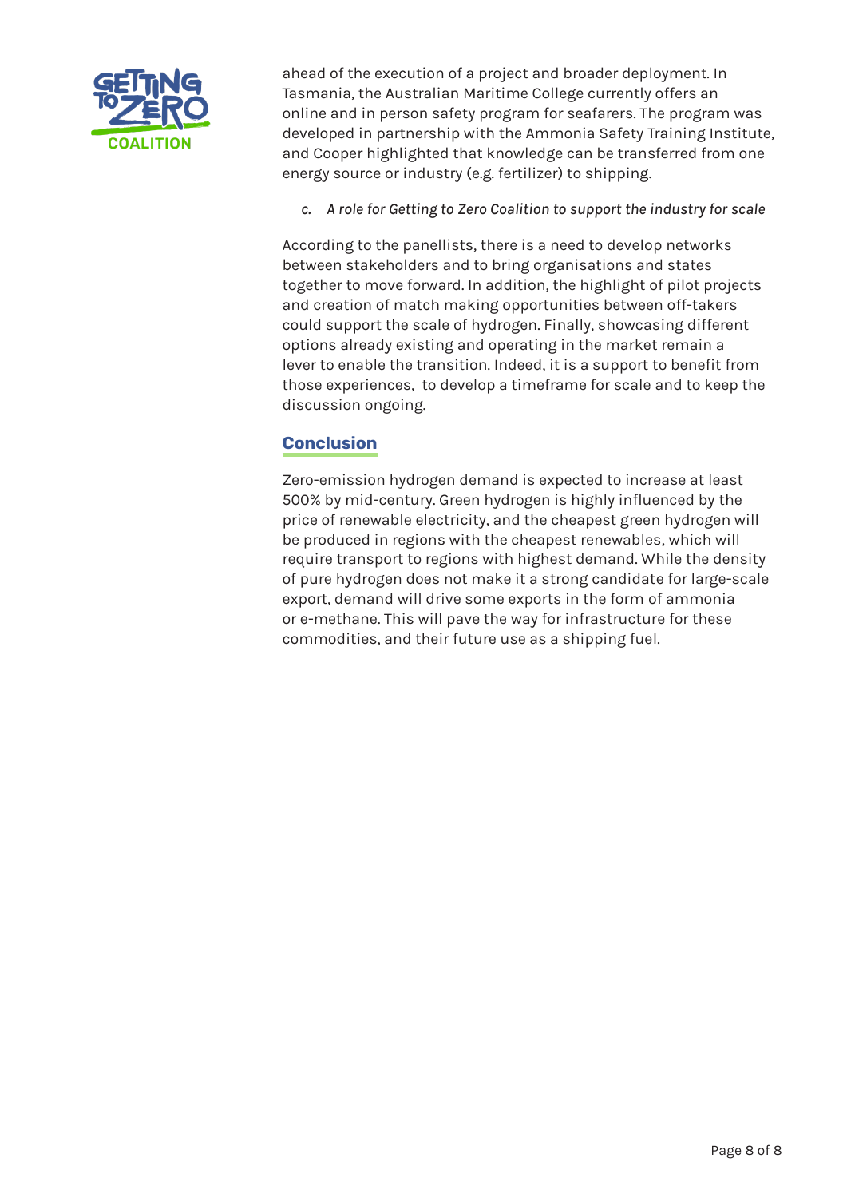ahead of the execution of a project and broader deployment. In Tasmania, the Australian Maritime College currently offers an online and in person safety program for seafarers. The program was developed in partnership with the Ammonia Safety Training Institute, and Cooper highlighted that knowledge can be transferred from one energy source or industry (e.g. fertilizer) to shipping.

*c. A role for Getting to Zero Coalition to support the industry for scale*

According to the panellists, there is a need to develop networks between stakeholders and to bring organisations and states together to move forward. In addition, the highlight of pilot projects and creation of match making opportunities between off-takers could support the scale of hydrogen. Finally, showcasing different options already existing and operating in the market remain a lever to enable the transition. Indeed, it is a support to benefit from those experiences, to develop a timeframe for scale and to keep the discussion ongoing.

## Conclusion

Zero-emission hydrogen demand is expected to increase at least 500% by mid-century. Green hydrogen is highly influenced by the price of renewable electricity, and the cheapest green hydrogen will be produced in regions with the cheapest renewables, which will require transport to regions with highest demand. While the density of pure hydrogen does not make it a strong candidate for large-scale export, demand will drive some exports in the form of ammonia or e-methane. This will pave the way for infrastructure for these commodities, and their future use as a shipping fuel.